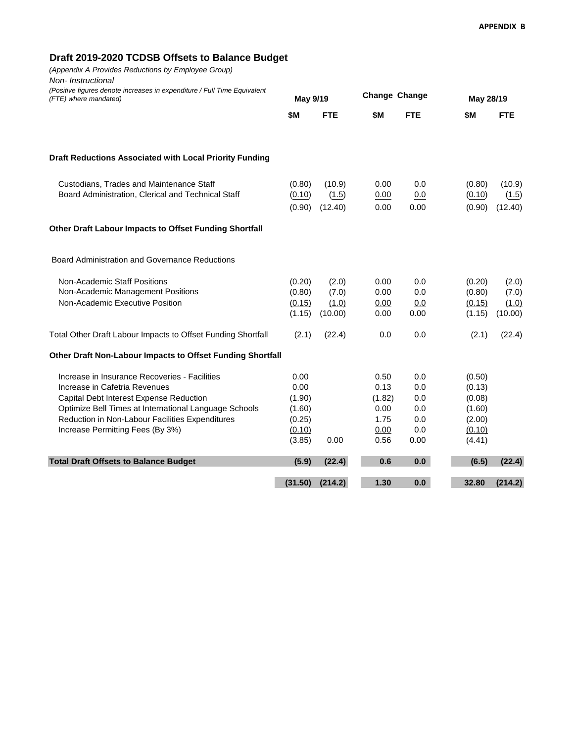APPENDIX B

## Draft 2019-2020 TCDSB Offsets to Balance Budget

*(Appendix A Provides Reductions by Employee Group)*

*Non- Instructional*

*(Positive figures denote increases in expenditure / Full Time Equivalent (FTE) where mandated)*

| | May 9/19 | | Change | Change | May 28/19 | |
|---|---|---|---|---|---|---|
| | $M | FTE | $M | FTE | $M | FTE |
| **Draft Reductions Associated with Local Priority Funding** | | | | | | |
| Custodians, Trades and Maintenance Staff | (0.80) | (10.9) | 0.00 | 0.0 | (0.80) | (10.9) |
| Board Administration, Clerical and Technical Staff | (0.10) | (1.5) | 0.00 | 0.0 | (0.10) | (1.5) |
| | (0.90) | (12.40) | 0.00 | 0.00 | (0.90) | (12.40) |
| **Other Draft Labour Impacts to Offset Funding Shortfall** | | | | | | |
| Board Administration and Governance Reductions | | | | | | |
| Non-Academic Staff Positions | (0.20) | (2.0) | 0.00 | 0.0 | (0.20) | (2.0) |
| Non-Academic Management Positions | (0.80) | (7.0) | 0.00 | 0.0 | (0.80) | (7.0) |
| Non-Academic Executive Position | (0.15) | (1.0) | 0.00 | 0.0 | (0.15) | (1.0) |
| | (1.15) | (10.00) | 0.00 | 0.00 | (1.15) | (10.00) |
| Total Other Draft Labour Impacts to Offset Funding Shortfall | (2.1) | (22.4) | 0.0 | 0.0 | (2.1) | (22.4) |
| **Other Draft Non-Labour Impacts to Offset Funding Shortfall** | | | | | | |
| Increase in Insurance Recoveries - Facilities | 0.00 | | 0.50 | 0.0 | (0.50) | |
| Increase in Cafetria Revenues | 0.00 | | 0.13 | 0.0 | (0.13) | |
| Capital Debt Interest Expense Reduction | (1.90) | | (1.82) | 0.0 | (0.08) | |
| Optimize Bell Times at International Language Schools | (1.60) | | 0.00 | 0.0 | (1.60) | |
| Reduction in Non-Labour Facilities Expenditures | (0.25) | | 1.75 | 0.0 | (2.00) | |
| Increase Permitting Fees (By 3%) | (0.10) | | 0.00 | 0.0 | (0.10) | |
| | (3.85) | 0.00 | 0.56 | 0.00 | (4.41) | |
| **Total Draft Offsets to Balance Budget** | **(5.9)** | **(22.4)** | **0.6** | **0.0** | **(6.5)** | **(22.4)** |
| | **(31.50)** | **(214.2)** | **1.30** | **0.0** | **32.80** | **(214.2)** |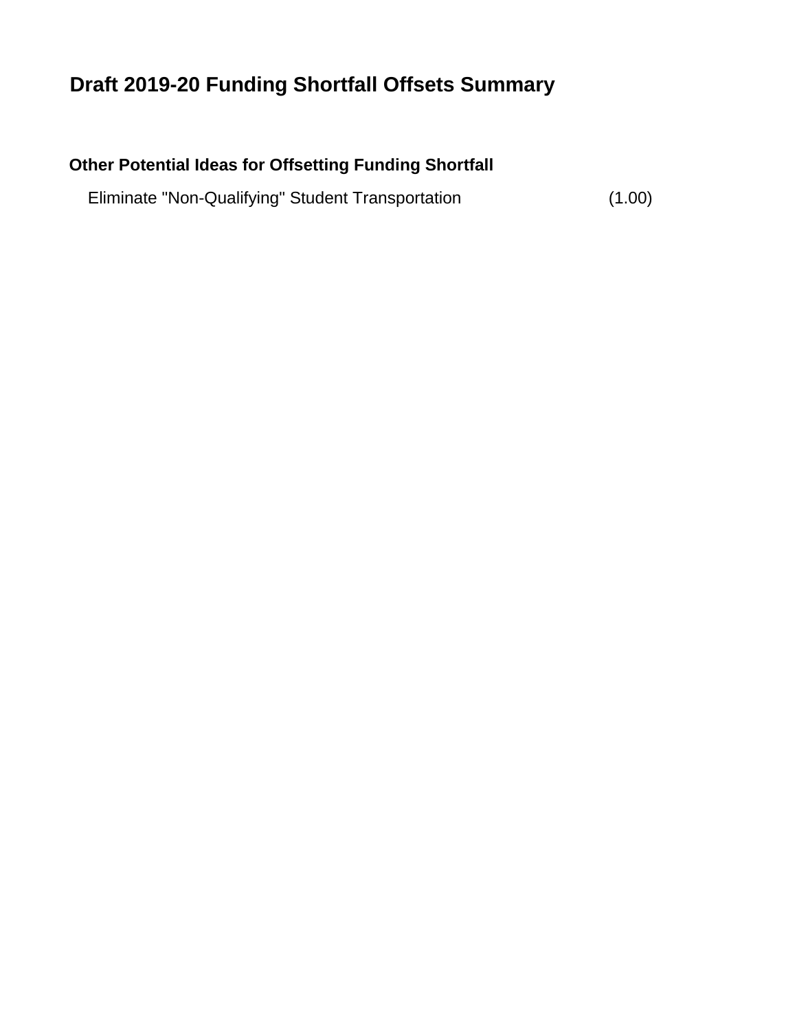# Draft 2019-20 Funding Shortfall Offsets Summary

## Other Potential Ideas for Offsetting Funding Shortfall

| | |
|---|---|
| Eliminate "Non-Qualifying" Student Transportation | (1.00) |